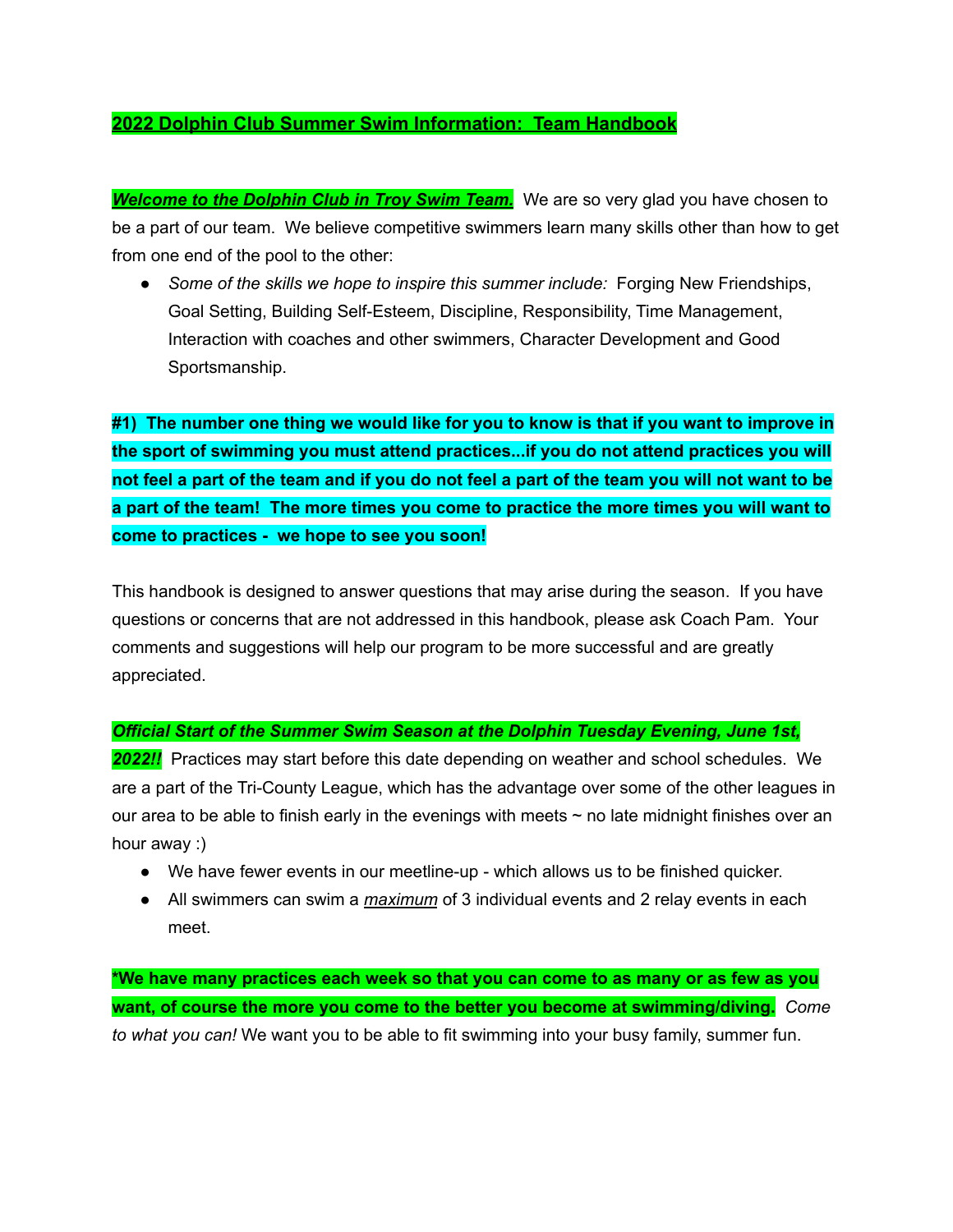# 2022 Dolphin Club Summer Swim Information: Team Handbook

***Welcome to the Dolphin Club in Troy Swim Team.*** We are so very glad you have chosen to be a part of our team. We believe competitive swimmers learn many skills other than how to get from one end of the pool to the other:

- *Some of the skills we hope to inspire this summer include:* Forging New Friendships, Goal Setting, Building Self-Esteem, Discipline, Responsibility, Time Management, Interaction with coaches and other swimmers, Character Development and Good Sportsmanship.

**#1) The number one thing we would like for you to know is that if you want to improve in the sport of swimming you must attend practices...if you do not attend practices you will not feel a part of the team and if you do not feel a part of the team you will not want to be a part of the team! The more times you come to practice the more times you will want to come to practices - we hope to see you soon!**

This handbook is designed to answer questions that may arise during the season. If you have questions or concerns that are not addressed in this handbook, please ask Coach Pam. Your comments and suggestions will help our program to be more successful and are greatly appreciated.

***Official Start of the Summer Swim Season at the Dolphin Tuesday Evening, June 1st, 2022!!*** Practices may start before this date depending on weather and school schedules. We are a part of the Tri-County League, which has the advantage over some of the other leagues in our area to be able to finish early in the evenings with meets ~ no late midnight finishes over an hour away :)

- We have fewer events in our meetline-up - which allows us to be finished quicker.
- All swimmers can swim a ***maximum*** of 3 individual events and 2 relay events in each meet.

**\*We have many practices each week so that you can come to as many or as few as you want, of course the more you come to the better you become at swimming/diving.** *Come to what you can!* We want you to be able to fit swimming into your busy family, summer fun.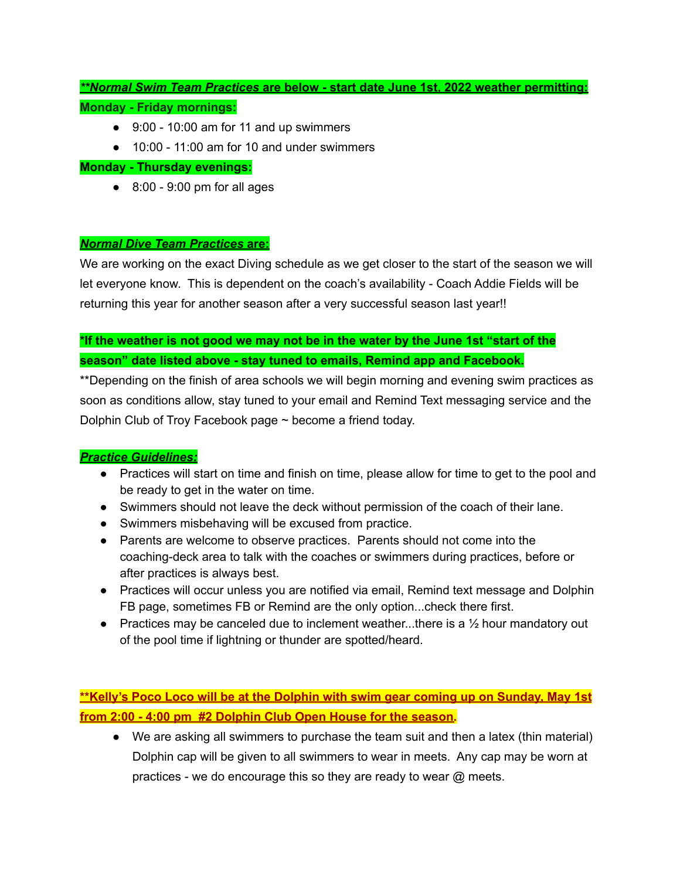***Normal Swim Team Practices* are below - start date June 1st, 2022 weather permitting:**

**Monday - Friday mornings:**

- 9:00 - 10:00 am for 11 and up swimmers
- 10:00 - 11:00 am for 10 and under swimmers

**Monday - Thursday evenings:**

- 8:00 - 9:00 pm for all ages

***Normal Dive Team Practices* are:**

We are working on the exact Diving schedule as we get closer to the start of the season we will let everyone know. This is dependent on the coach's availability - Coach Addie Fields will be returning this year for another season after a very successful season last year!!

**\*If the weather is not good we may not be in the water by the June 1st "start of the season" date listed above - stay tuned to emails, Remind app and Facebook.**

**Depending on the finish of area schools we will begin morning and evening swim practices as soon as conditions allow, stay tuned to your email and Remind Text messaging service and the Dolphin Club of Troy Facebook page ~ become a friend today.

***Practice Guidelines:***

- Practices will start on time and finish on time, please allow for time to get to the pool and be ready to get in the water on time.
- Swimmers should not leave the deck without permission of the coach of their lane.
- Swimmers misbehaving will be excused from practice.
- Parents are welcome to observe practices. Parents should not come into the coaching-deck area to talk with the coaches or swimmers during practices, before or after practices is always best.
- Practices will occur unless you are notified via email, Remind text message and Dolphin FB page, sometimes FB or Remind are the only option...check there first.
- Practices may be canceled due to inclement weather...there is a ½ hour mandatory out of the pool time if lightning or thunder are spotted/heard.

****Kelly's Poco Loco will be at the Dolphin with swim gear coming up on Sunday, May 1st from 2:00 - 4:00 pm #2 Dolphin Club Open House for the season.**

- We are asking all swimmers to purchase the team suit and then a latex (thin material) Dolphin cap will be given to all swimmers to wear in meets. Any cap may be worn at practices - we do encourage this so they are ready to wear @ meets.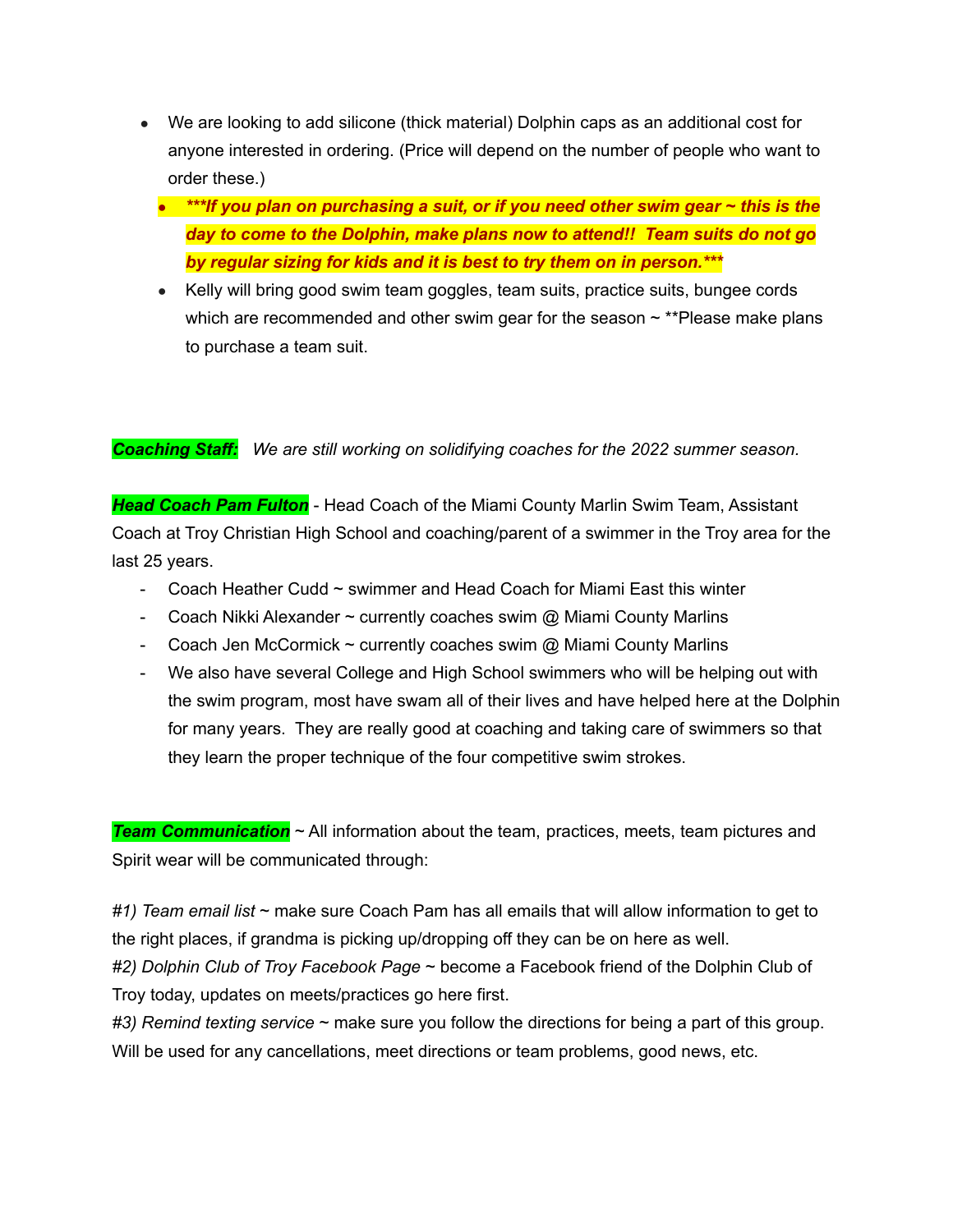- We are looking to add silicone (thick material) Dolphin caps as an additional cost for anyone interested in ordering. (Price will depend on the number of people who want to order these.)
  - ***If you plan on purchasing a suit, or if you need other swim gear ~ this is the day to come to the Dolphin, make plans now to attend!! Team suits do not go by regular sizing for kids and it is best to try them on in person.***
  - Kelly will bring good swim team goggles, team suits, practice suits, bungee cords which are recommended and other swim gear for the season ~ **Please make plans to purchase a team suit.

***Coaching Staff:*** *We are still working on solidifying coaches for the 2022 summer season.*

***Head Coach Pam Fulton*** - Head Coach of the Miami County Marlin Swim Team, Assistant Coach at Troy Christian High School and coaching/parent of a swimmer in the Troy area for the last 25 years.

- Coach Heather Cudd ~ swimmer and Head Coach for Miami East this winter
- Coach Nikki Alexander ~ currently coaches swim @ Miami County Marlins
- Coach Jen McCormick ~ currently coaches swim @ Miami County Marlins
- We also have several College and High School swimmers who will be helping out with the swim program, most have swam all of their lives and have helped here at the Dolphin for many years. They are really good at coaching and taking care of swimmers so that they learn the proper technique of the four competitive swim strokes.

***Team Communication*** ~ All information about the team, practices, meets, team pictures and Spirit wear will be communicated through:

*#1) Team email list* ~ make sure Coach Pam has all emails that will allow information to get to the right places, if grandma is picking up/dropping off they can be on here as well.
*#2) Dolphin Club of Troy Facebook Page* ~ become a Facebook friend of the Dolphin Club of Troy today, updates on meets/practices go here first.
*#3) Remind texting service* ~ make sure you follow the directions for being a part of this group. Will be used for any cancellations, meet directions or team problems, good news, etc.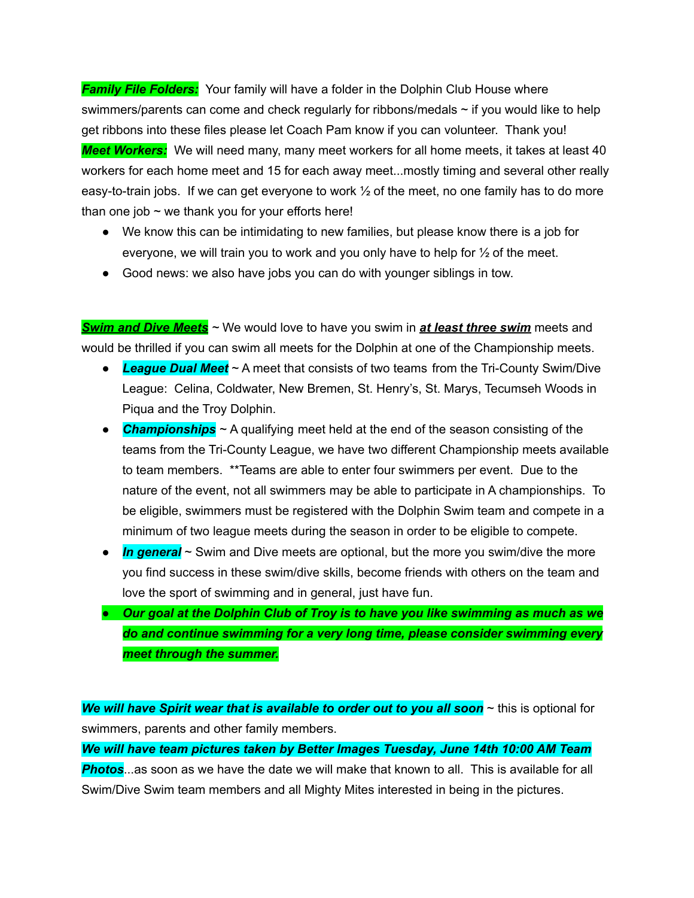***Family File Folders:*** Your family will have a folder in the Dolphin Club House where swimmers/parents can come and check regularly for ribbons/medals ~ if you would like to help get ribbons into these files please let Coach Pam know if you can volunteer. Thank you!

***Meet Workers:*** We will need many, many meet workers for all home meets, it takes at least 40 workers for each home meet and 15 for each away meet...mostly timing and several other really easy-to-train jobs. If we can get everyone to work ½ of the meet, no one family has to do more than one job ~ we thank you for your efforts here!

- We know this can be intimidating to new families, but please know there is a job for everyone, we will train you to work and you only have to help for ½ of the meet.
- Good news: we also have jobs you can do with younger siblings in tow.

***Swim and Dive Meets*** ~ We would love to have you swim in ***at least three swim*** meets and would be thrilled if you can swim all meets for the Dolphin at one of the Championship meets.

- ***League Dual Meet*** ~ A meet that consists of two teams from the Tri-County Swim/Dive League: Celina, Coldwater, New Bremen, St. Henry's, St. Marys, Tecumseh Woods in Piqua and the Troy Dolphin.
- ***Championships*** ~ A qualifying meet held at the end of the season consisting of the teams from the Tri-County League, we have two different Championship meets available to team members. **Teams are able to enter four swimmers per event. Due to the nature of the event, not all swimmers may be able to participate in A championships. To be eligible, swimmers must be registered with the Dolphin Swim team and compete in a minimum of two league meets during the season in order to be eligible to compete.
- ***In general*** ~ Swim and Dive meets are optional, but the more you swim/dive the more you find success in these swim/dive skills, become friends with others on the team and love the sport of swimming and in general, just have fun.
- ***Our goal at the Dolphin Club of Troy is to have you like swimming as much as we do and continue swimming for a very long time, please consider swimming every meet through the summer.***

***We will have Spirit wear that is available to order out to you all soon*** ~ this is optional for swimmers, parents and other family members.

***We will have team pictures taken by Better Images Tuesday, June 14th 10:00 AM Team Photos***...as soon as we have the date we will make that known to all. This is available for all Swim/Dive Swim team members and all Mighty Mites interested in being in the pictures.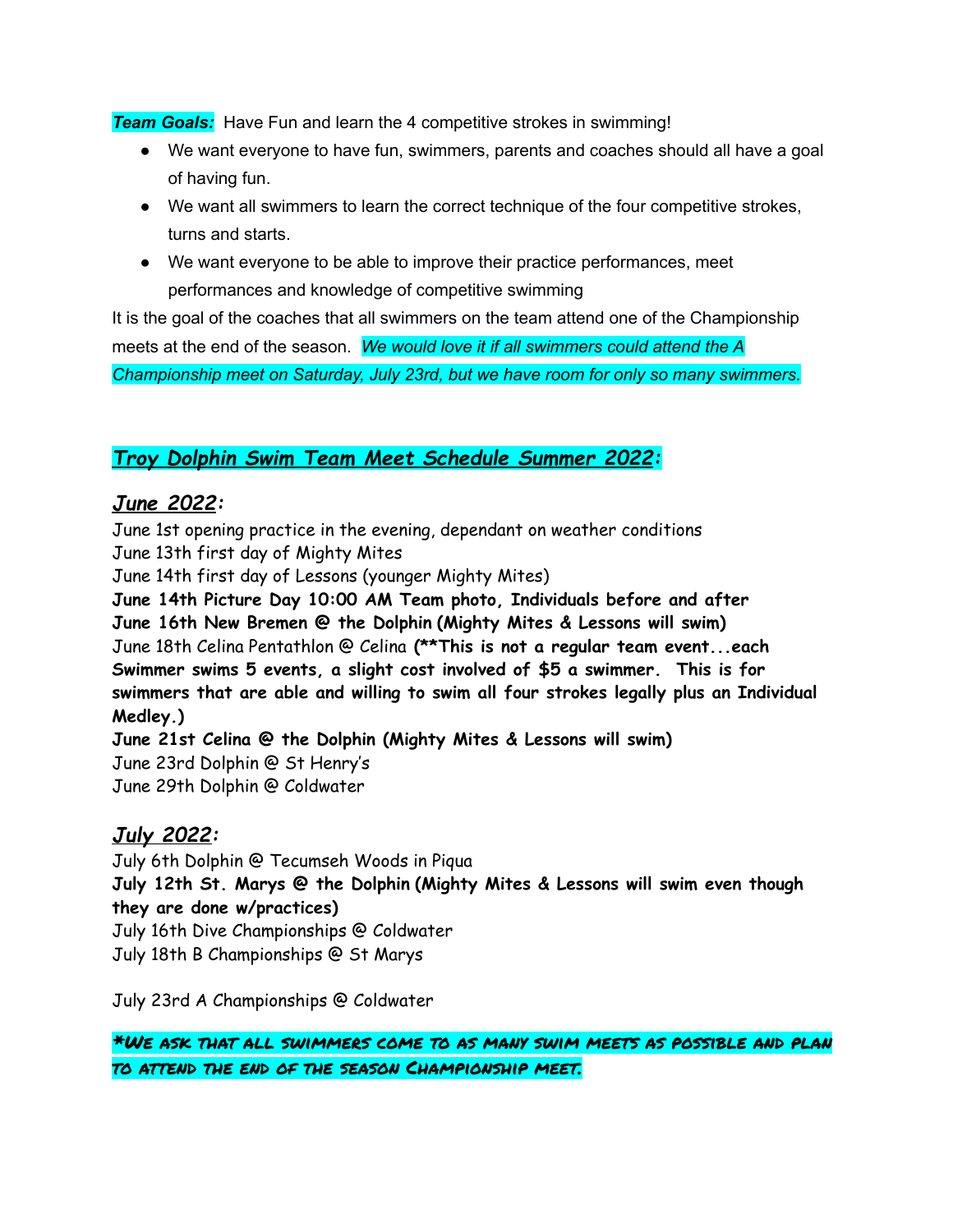***Team Goals:*** Have Fun and learn the 4 competitive strokes in swimming!

- We want everyone to have fun, swimmers, parents and coaches should all have a goal of having fun.
- We want all swimmers to learn the correct technique of the four competitive strokes, turns and starts.
- We want everyone to be able to improve their practice performances, meet performances and knowledge of competitive swimming

It is the goal of the coaches that all swimmers on the team attend one of the Championship meets at the end of the season. *We would love it if all swimmers could attend the A Championship meet on Saturday, July 23rd, but we have room for only so many swimmers.*

## ***Troy Dolphin Swim Team Meet Schedule Summer 2022:***

### ***June 2022:***

June 1st opening practice in the evening, dependant on weather conditions
June 13th first day of Mighty Mites
June 14th first day of Lessons (younger Mighty Mites)
**June 14th Picture Day 10:00 AM Team photo, Individuals before and after**
**June 16th New Bremen @ the Dolphin (Mighty Mites & Lessons will swim)**
June 18th Celina Pentathlon @ Celina **(\*\*This is not a regular team event...each Swimmer swims 5 events, a slight cost involved of $5 a swimmer. This is for swimmers that are able and willing to swim all four strokes legally plus an Individual Medley.)**
**June 21st Celina @ the Dolphin (Mighty Mites & Lessons will swim)**
June 23rd Dolphin @ St Henry's
June 29th Dolphin @ Coldwater

### ***July 2022:***

July 6th Dolphin @ Tecumseh Woods in Piqua
**July 12th St. Marys @ the Dolphin (Mighty Mites & Lessons will swim even though they are done w/practices)**
July 16th Dive Championships @ Coldwater
July 18th B Championships @ St Marys

July 23rd A Championships @ Coldwater

***\*We ask that all swimmers come to as many swim meets as possible and plan to attend the end of the season Championship meet.***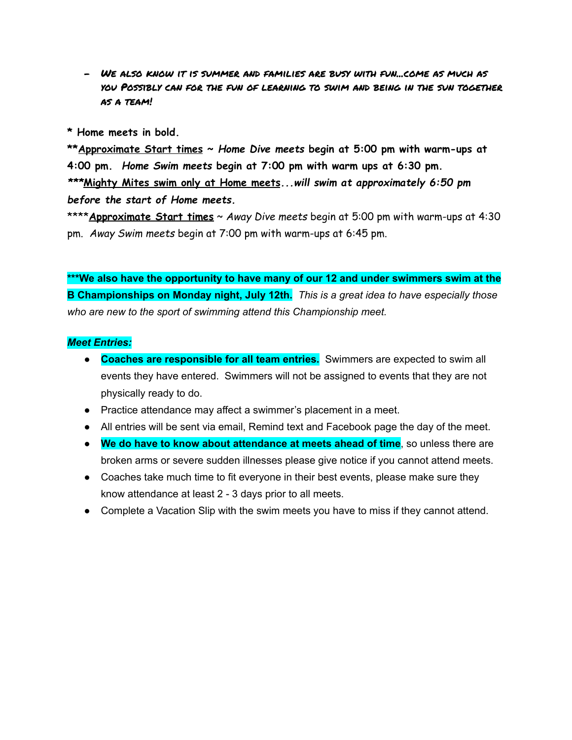- *We also know it is summer and families are busy with fun...come as much as you Possibly can for the fun of learning to swim and being in the sun together as a team!*

**\* Home meets in bold.**

**\*\*Approximate Start times ~ *Home Dive meets* begin at 5:00 pm with warm-ups at 4:00 pm. *Home Swim meets* begin at 7:00 pm with warm ups at 6:30 pm.**

***\*\*\*Mighty Mites swim only at Home meets...will swim at approximately 6:50 pm before the start of Home meets.***

\*\*\*\***Approximate Start times** ~ *Away Dive meets* begin at 5:00 pm with warm-ups at 4:30 pm. *Away Swim meets* begin at 7:00 pm with warm-ups at 6:45 pm.

**\*\*\*We also have the opportunity to have many of our 12 and under swimmers swim at the B Championships on Monday night, July 12th.** *This is a great idea to have especially those who are new to the sport of swimming attend this Championship meet.*

***Meet Entries:***

- **Coaches are responsible for all team entries.** Swimmers are expected to swim all events they have entered. Swimmers will not be assigned to events that they are not physically ready to do.
- Practice attendance may affect a swimmer's placement in a meet.
- All entries will be sent via email, Remind text and Facebook page the day of the meet.
- **We do have to know about attendance at meets ahead of time**, so unless there are broken arms or severe sudden illnesses please give notice if you cannot attend meets.
- Coaches take much time to fit everyone in their best events, please make sure they know attendance at least 2 - 3 days prior to all meets.
- Complete a Vacation Slip with the swim meets you have to miss if they cannot attend.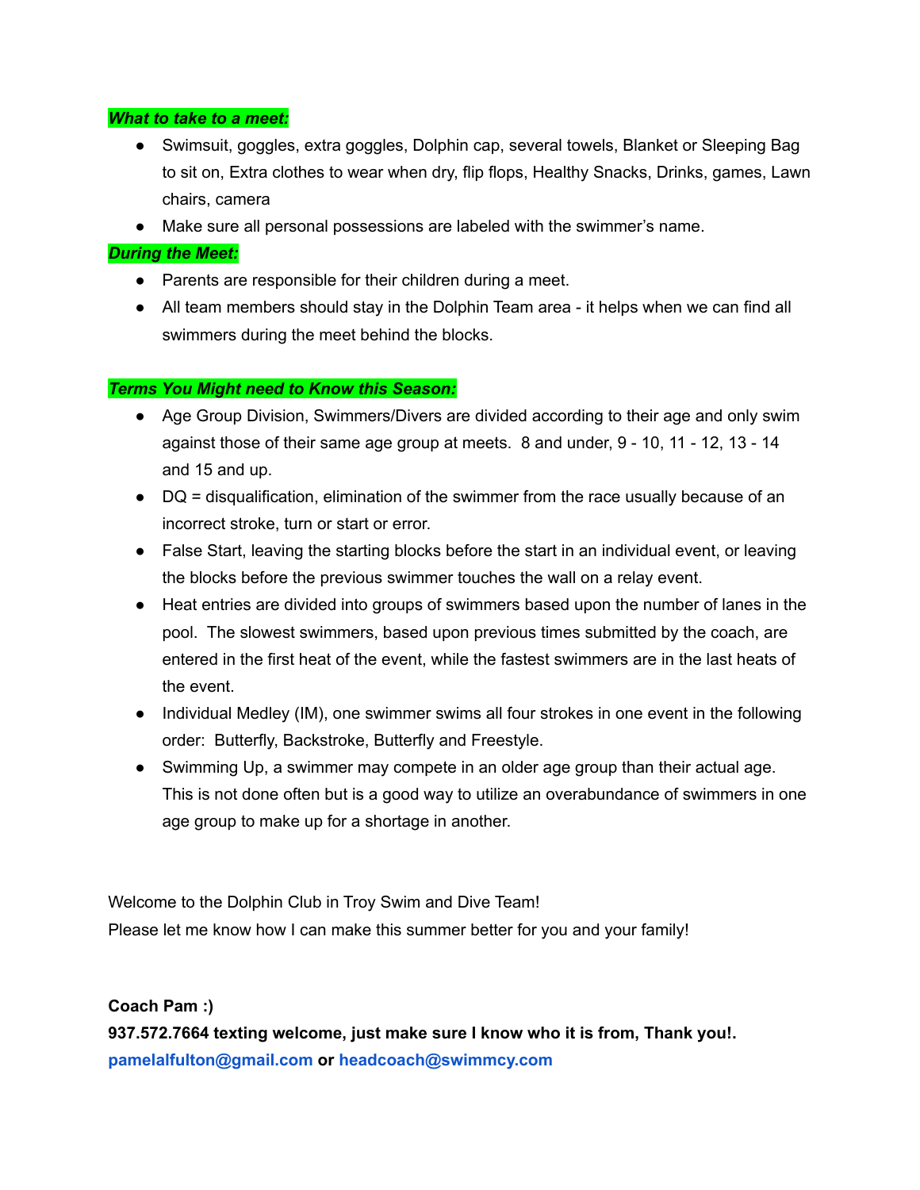***What to take to a meet:***

- Swimsuit, goggles, extra goggles, Dolphin cap, several towels, Blanket or Sleeping Bag to sit on, Extra clothes to wear when dry, flip flops, Healthy Snacks, Drinks, games, Lawn chairs, camera
- Make sure all personal possessions are labeled with the swimmer's name.

***During the Meet:***

- Parents are responsible for their children during a meet.
- All team members should stay in the Dolphin Team area - it helps when we can find all swimmers during the meet behind the blocks.

***Terms You Might need to Know this Season:***

- Age Group Division, Swimmers/Divers are divided according to their age and only swim against those of their same age group at meets. 8 and under, 9 - 10, 11 - 12, 13 - 14 and 15 and up.
- DQ = disqualification, elimination of the swimmer from the race usually because of an incorrect stroke, turn or start or error.
- False Start, leaving the starting blocks before the start in an individual event, or leaving the blocks before the previous swimmer touches the wall on a relay event.
- Heat entries are divided into groups of swimmers based upon the number of lanes in the pool. The slowest swimmers, based upon previous times submitted by the coach, are entered in the first heat of the event, while the fastest swimmers are in the last heats of the event.
- Individual Medley (IM), one swimmer swims all four strokes in one event in the following order: Butterfly, Backstroke, Butterfly and Freestyle.
- Swimming Up, a swimmer may compete in an older age group than their actual age. This is not done often but is a good way to utilize an overabundance of swimmers in one age group to make up for a shortage in another.

Welcome to the Dolphin Club in Troy Swim and Dive Team!
Please let me know how I can make this summer better for you and your family!

**Coach Pam :)**
**937.572.7664 texting welcome, just make sure I know who it is from, Thank you!.**
**pamelalfulton@gmail.com or headcoach@swimmcy.com**